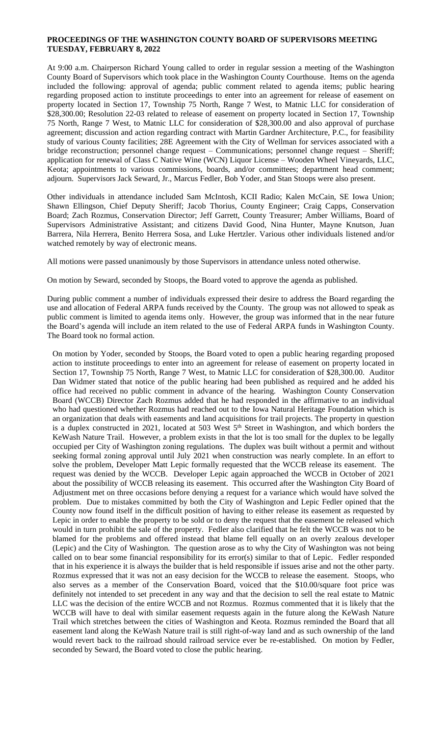**PROCEEDINGS OF THE WASHINGTON COUNTY BOARD OF SUPERVISORS MEETING TUESDAY, FEBRUARY 8, 2022**

At 9:00 a.m. Chairperson Richard Young called to order in regular session a meeting of the Washington County Board of Supervisors which took place in the Washington County Courthouse. Items on the agenda included the following: approval of agenda; public comment related to agenda items; public hearing regarding proposed action to institute proceedings to enter into an agreement for release of easement on property located in Section 17, Township 75 North, Range 7 West, to Matnic LLC for consideration of $28,300.00; Resolution 22-03 related to release of easement on property located in Section 17, Township 75 North, Range 7 West, to Matnic LLC for consideration of $28,300.00 and also approval of purchase agreement; discussion and action regarding contract with Martin Gardner Architecture, P.C., for feasibility study of various County facilities; 28E Agreement with the City of Wellman for services associated with a bridge reconstruction; personnel change request – Communications; personnel change request – Sheriff; application for renewal of Class C Native Wine (WCN) Liquor License – Wooden Wheel Vineyards, LLC, Keota; appointments to various commissions, boards, and/or committees; department head comment; adjourn. Supervisors Jack Seward, Jr., Marcus Fedler, Bob Yoder, and Stan Stoops were also present.

Other individuals in attendance included Sam McIntosh, KCII Radio; Kalen McCain, SE Iowa Union; Shawn Ellingson, Chief Deputy Sheriff; Jacob Thorius, County Engineer; Craig Capps, Conservation Board; Zach Rozmus, Conservation Director; Jeff Garrett, County Treasurer; Amber Williams, Board of Supervisors Administrative Assistant; and citizens David Good, Nina Hunter, Mayne Knutson, Juan Barrera, Nila Herrera, Benito Herrera Sosa, and Luke Hertzler. Various other individuals listened and/or watched remotely by way of electronic means.

All motions were passed unanimously by those Supervisors in attendance unless noted otherwise.

On motion by Seward, seconded by Stoops, the Board voted to approve the agenda as published.

During public comment a number of individuals expressed their desire to address the Board regarding the use and allocation of Federal ARPA funds received by the County. The group was not allowed to speak as public comment is limited to agenda items only. However, the group was informed that in the near future the Board's agenda will include an item related to the use of Federal ARPA funds in Washington County. The Board took no formal action.

On motion by Yoder, seconded by Stoops, the Board voted to open a public hearing regarding proposed action to institute proceedings to enter into an agreement for release of easement on property located in Section 17, Township 75 North, Range 7 West, to Matnic LLC for consideration of $28,300.00. Auditor Dan Widmer stated that notice of the public hearing had been published as required and he added his office had received no public comment in advance of the hearing. Washington County Conservation Board (WCCB) Director Zach Rozmus added that he had responded in the affirmative to an individual who had questioned whether Rozmus had reached out to the Iowa Natural Heritage Foundation which is an organization that deals with easements and land acquisitions for trail projects. The property in question is a duplex constructed in 2021, located at 503 West 5th Street in Washington, and which borders the KeWash Nature Trail. However, a problem exists in that the lot is too small for the duplex to be legally occupied per City of Washington zoning regulations. The duplex was built without a permit and without seeking formal zoning approval until July 2021 when construction was nearly complete. In an effort to solve the problem, Developer Matt Lepic formally requested that the WCCB release its easement. The request was denied by the WCCB. Developer Lepic again approached the WCCB in October of 2021 about the possibility of WCCB releasing its easement. This occurred after the Washington City Board of Adjustment met on three occasions before denying a request for a variance which would have solved the problem. Due to mistakes committed by both the City of Washington and Lepic Fedler opined that the County now found itself in the difficult position of having to either release its easement as requested by Lepic in order to enable the property to be sold or to deny the request that the easement be released which would in turn prohibit the sale of the property. Fedler also clarified that he felt the WCCB was not to be blamed for the problems and offered instead that blame fell equally on an overly zealous developer (Lepic) and the City of Washington. The question arose as to why the City of Washington was not being called on to bear some financial responsibility for its error(s) similar to that of Lepic. Fedler responded that in his experience it is always the builder that is held responsible if issues arise and not the other party. Rozmus expressed that it was not an easy decision for the WCCB to release the easement. Stoops, who also serves as a member of the Conservation Board, voiced that the $10.00/square foot price was definitely not intended to set precedent in any way and that the decision to sell the real estate to Matnic LLC was the decision of the entire WCCB and not Rozmus. Rozmus commented that it is likely that the WCCB will have to deal with similar easement requests again in the future along the KeWash Nature Trail which stretches between the cities of Washington and Keota. Rozmus reminded the Board that all easement land along the KeWash Nature trail is still right-of-way land and as such ownership of the land would revert back to the railroad should railroad service ever be re-established. On motion by Fedler, seconded by Seward, the Board voted to close the public hearing.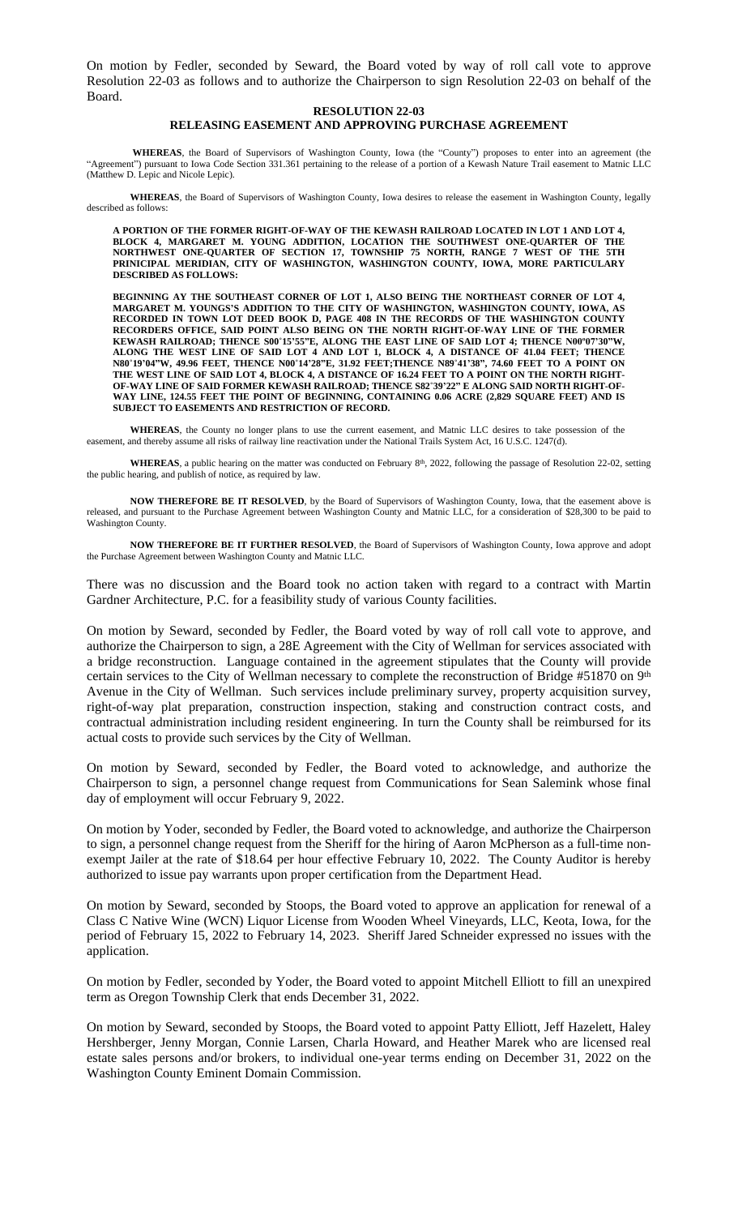On motion by Fedler, seconded by Seward, the Board voted by way of roll call vote to approve Resolution 22-03 as follows and to authorize the Chairperson to sign Resolution 22-03 on behalf of the Board.

**RESOLUTION 22-03**
**RELEASING EASEMENT AND APPROVING PURCHASE AGREEMENT**

**WHEREAS**, the Board of Supervisors of Washington County, Iowa (the "County") proposes to enter into an agreement (the "Agreement") pursuant to Iowa Code Section 331.361 pertaining to the release of a portion of a Kewash Nature Trail easement to Matnic LLC (Matthew D. Lepic and Nicole Lepic).

**WHEREAS**, the Board of Supervisors of Washington County, Iowa desires to release the easement in Washington County, legally described as follows:

**A PORTION OF THE FORMER RIGHT-OF-WAY OF THE KEWASH RAILROAD LOCATED IN LOT 1 AND LOT 4, BLOCK 4, MARGARET M. YOUNG ADDITION, LOCATION THE SOUTHWEST ONE-QUARTER OF THE NORTHWEST ONE-QUARTER OF SECTION 17, TOWNSHIP 75 NORTH, RANGE 7 WEST OF THE 5TH PRINICIPAL MERIDIAN, CITY OF WASHINGTON, WASHINGTON COUNTY, IOWA, MORE PARTICULARY DESCRIBED AS FOLLOWS:**

**BEGINNING AY THE SOUTHEAST CORNER OF LOT 1, ALSO BEING THE NORTHEAST CORNER OF LOT 4, MARGARET M. YOUNGS'S ADDITION TO THE CITY OF WASHINGTON, WASHINGTON COUNTY, IOWA, AS RECORDED IN TOWN LOT DEED BOOK D, PAGE 408 IN THE RECORDS OF THE WASHINGTON COUNTY RECORDERS OFFICE, SAID POINT ALSO BEING ON THE NORTH RIGHT-OF-WAY LINE OF THE FORMER KEWASH RAILROAD; THENCE S00˚15'55"E, ALONG THE EAST LINE OF SAID LOT 4; THENCE N00º07'30"W, ALONG THE WEST LINE OF SAID LOT 4 AND LOT 1, BLOCK 4, A DISTANCE OF 41.04 FEET; THENCE N80˚19'04"W, 49.96 FEET, THENCE N00˚14'28"E, 31.92 FEET;THENCE N89˚41'38", 74.60 FEET TO A POINT ON THE WEST LINE OF SAID LOT 4, BLOCK 4, A DISTANCE OF 16.24 FEET TO A POINT ON THE NORTH RIGHT-OF-WAY LINE OF SAID FORMER KEWASH RAILROAD; THENCE S82˚39'22" E ALONG SAID NORTH RIGHT-OF-WAY LINE, 124.55 FEET THE POINT OF BEGINNING, CONTAINING 0.06 ACRE (2,829 SQUARE FEET) AND IS SUBJECT TO EASEMENTS AND RESTRICTION OF RECORD.**

**WHEREAS**, the County no longer plans to use the current easement, and Matnic LLC desires to take possession of the easement, and thereby assume all risks of railway line reactivation under the National Trails System Act, 16 U.S.C. 1247(d).

**WHEREAS**, a public hearing on the matter was conducted on February 8th, 2022, following the passage of Resolution 22-02, setting the public hearing, and publish of notice, as required by law.

**NOW THEREFORE BE IT RESOLVED**, by the Board of Supervisors of Washington County, Iowa, that the easement above is released, and pursuant to the Purchase Agreement between Washington County and Matnic LLC, for a consideration of $28,300 to be paid to Washington County.

**NOW THEREFORE BE IT FURTHER RESOLVED**, the Board of Supervisors of Washington County, Iowa approve and adopt the Purchase Agreement between Washington County and Matnic LLC.

There was no discussion and the Board took no action taken with regard to a contract with Martin Gardner Architecture, P.C. for a feasibility study of various County facilities.

On motion by Seward, seconded by Fedler, the Board voted by way of roll call vote to approve, and authorize the Chairperson to sign, a 28E Agreement with the City of Wellman for services associated with a bridge reconstruction. Language contained in the agreement stipulates that the County will provide certain services to the City of Wellman necessary to complete the reconstruction of Bridge #51870 on 9th Avenue in the City of Wellman. Such services include preliminary survey, property acquisition survey, right-of-way plat preparation, construction inspection, staking and construction contract costs, and contractual administration including resident engineering. In turn the County shall be reimbursed for its actual costs to provide such services by the City of Wellman.

On motion by Seward, seconded by Fedler, the Board voted to acknowledge, and authorize the Chairperson to sign, a personnel change request from Communications for Sean Salemink whose final day of employment will occur February 9, 2022.

On motion by Yoder, seconded by Fedler, the Board voted to acknowledge, and authorize the Chairperson to sign, a personnel change request from the Sheriff for the hiring of Aaron McPherson as a full-time non-exempt Jailer at the rate of $18.64 per hour effective February 10, 2022. The County Auditor is hereby authorized to issue pay warrants upon proper certification from the Department Head.

On motion by Seward, seconded by Stoops, the Board voted to approve an application for renewal of a Class C Native Wine (WCN) Liquor License from Wooden Wheel Vineyards, LLC, Keota, Iowa, for the period of February 15, 2022 to February 14, 2023. Sheriff Jared Schneider expressed no issues with the application.

On motion by Fedler, seconded by Yoder, the Board voted to appoint Mitchell Elliott to fill an unexpired term as Oregon Township Clerk that ends December 31, 2022.

On motion by Seward, seconded by Stoops, the Board voted to appoint Patty Elliott, Jeff Hazelett, Haley Hershberger, Jenny Morgan, Connie Larsen, Charla Howard, and Heather Marek who are licensed real estate sales persons and/or brokers, to individual one-year terms ending on December 31, 2022 on the Washington County Eminent Domain Commission.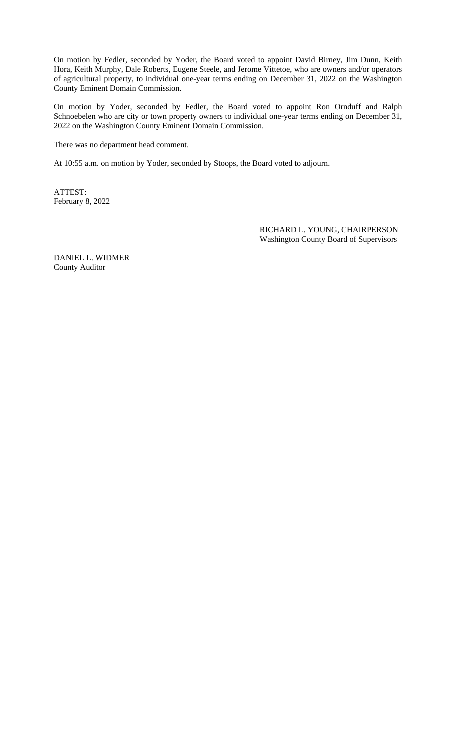On motion by Fedler, seconded by Yoder, the Board voted to appoint David Birney, Jim Dunn, Keith Hora, Keith Murphy, Dale Roberts, Eugene Steele, and Jerome Vittetoe, who are owners and/or operators of agricultural property, to individual one-year terms ending on December 31, 2022 on the Washington County Eminent Domain Commission.

On motion by Yoder, seconded by Fedler, the Board voted to appoint Ron Ornduff and Ralph Schnoebelen who are city or town property owners to individual one-year terms ending on December 31, 2022 on the Washington County Eminent Domain Commission.

There was no department head comment.

At 10:55 a.m. on motion by Yoder, seconded by Stoops, the Board voted to adjourn.

ATTEST:
February 8, 2022

RICHARD L. YOUNG, CHAIRPERSON
Washington County Board of Supervisors

DANIEL L. WIDMER
County Auditor